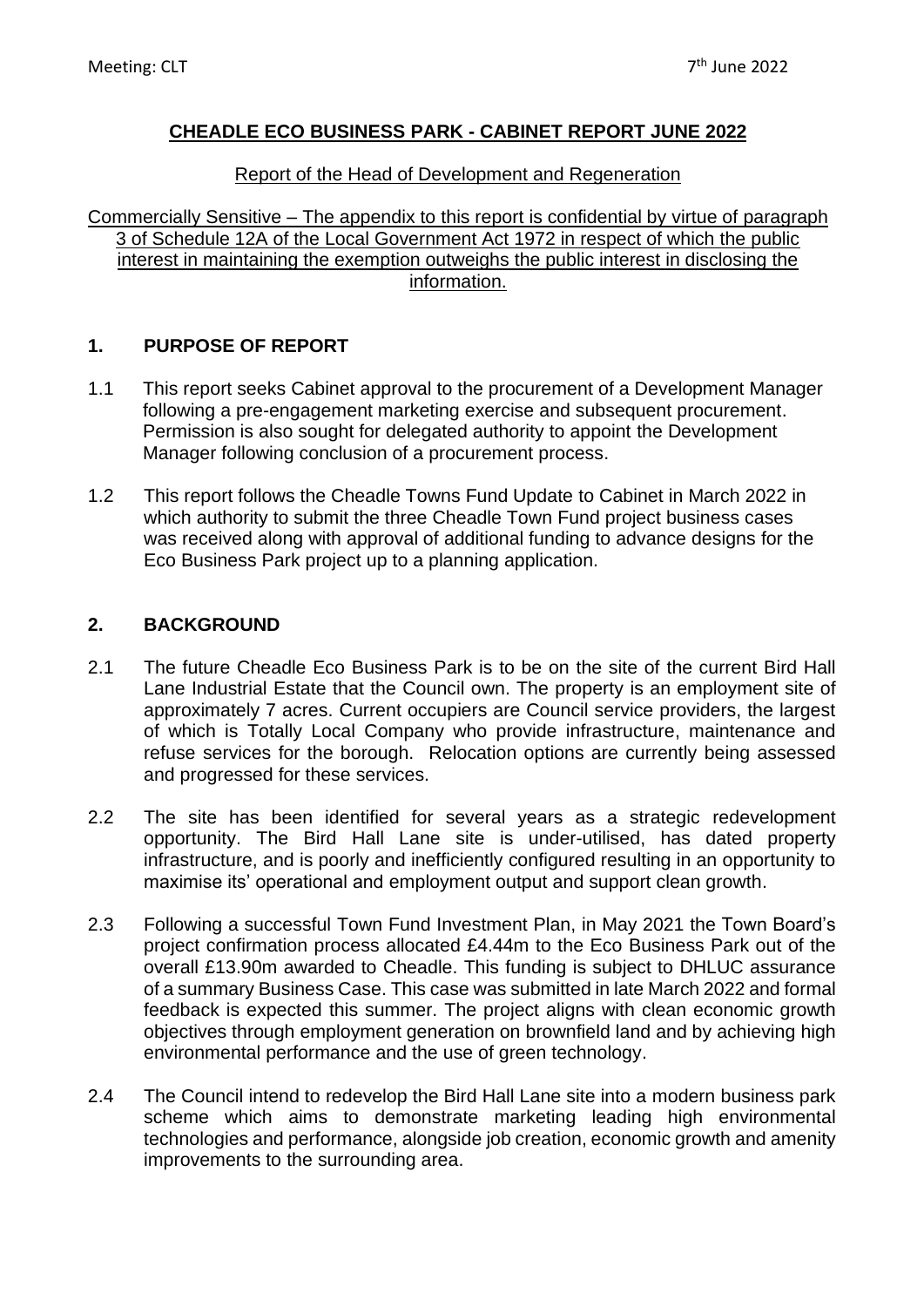Meeting: CLT 7th June 2022

# CHEADLE ECO BUSINESS PARK - CABINET REPORT JUNE 2022

Report of the Head of Development and Regeneration

Commercially Sensitive – The appendix to this report is confidential by virtue of paragraph 3 of Schedule 12A of the Local Government Act 1972 in respect of which the public interest in maintaining the exemption outweighs the public interest in disclosing the information.

## 1. PURPOSE OF REPORT

1.1 This report seeks Cabinet approval to the procurement of a Development Manager following a pre-engagement marketing exercise and subsequent procurement. Permission is also sought for delegated authority to appoint the Development Manager following conclusion of a procurement process.

1.2 This report follows the Cheadle Towns Fund Update to Cabinet in March 2022 in which authority to submit the three Cheadle Town Fund project business cases was received along with approval of additional funding to advance designs for the Eco Business Park project up to a planning application.

## 2. BACKGROUND

2.1 The future Cheadle Eco Business Park is to be on the site of the current Bird Hall Lane Industrial Estate that the Council own. The property is an employment site of approximately 7 acres. Current occupiers are Council service providers, the largest of which is Totally Local Company who provide infrastructure, maintenance and refuse services for the borough. Relocation options are currently being assessed and progressed for these services.

2.2 The site has been identified for several years as a strategic redevelopment opportunity. The Bird Hall Lane site is under-utilised, has dated property infrastructure, and is poorly and inefficiently configured resulting in an opportunity to maximise its' operational and employment output and support clean growth.

2.3 Following a successful Town Fund Investment Plan, in May 2021 the Town Board's project confirmation process allocated £4.44m to the Eco Business Park out of the overall £13.90m awarded to Cheadle. This funding is subject to DHLUC assurance of a summary Business Case. This case was submitted in late March 2022 and formal feedback is expected this summer. The project aligns with clean economic growth objectives through employment generation on brownfield land and by achieving high environmental performance and the use of green technology.

2.4 The Council intend to redevelop the Bird Hall Lane site into a modern business park scheme which aims to demonstrate marketing leading high environmental technologies and performance, alongside job creation, economic growth and amenity improvements to the surrounding area.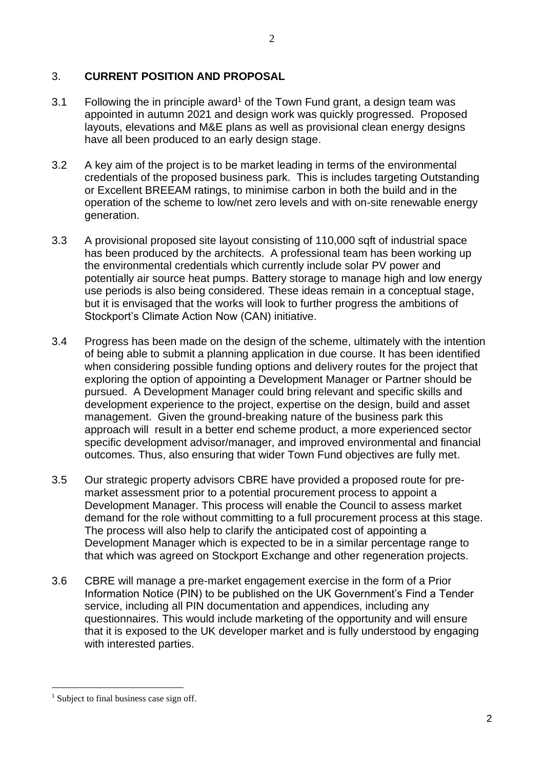## 3. **CURRENT POSITION AND PROPOSAL**

3.1 Following the in principle award[1] of the Town Fund grant, a design team was appointed in autumn 2021 and design work was quickly progressed. Proposed layouts, elevations and M&E plans as well as provisional clean energy designs have all been produced to an early design stage.

3.2 A key aim of the project is to be market leading in terms of the environmental credentials of the proposed business park. This is includes targeting Outstanding or Excellent BREEAM ratings, to minimise carbon in both the build and in the operation of the scheme to low/net zero levels and with on-site renewable energy generation.

3.3 A provisional proposed site layout consisting of 110,000 sqft of industrial space has been produced by the architects. A professional team has been working up the environmental credentials which currently include solar PV power and potentially air source heat pumps. Battery storage to manage high and low energy use periods is also being considered. These ideas remain in a conceptual stage, but it is envisaged that the works will look to further progress the ambitions of Stockport's Climate Action Now (CAN) initiative.

3.4 Progress has been made on the design of the scheme, ultimately with the intention of being able to submit a planning application in due course. It has been identified when considering possible funding options and delivery routes for the project that exploring the option of appointing a Development Manager or Partner should be pursued. A Development Manager could bring relevant and specific skills and development experience to the project, expertise on the design, build and asset management. Given the ground-breaking nature of the business park this approach will result in a better end scheme product, a more experienced sector specific development advisor/manager, and improved environmental and financial outcomes. Thus, also ensuring that wider Town Fund objectives are fully met.

3.5 Our strategic property advisors CBRE have provided a proposed route for pre-market assessment prior to a potential procurement process to appoint a Development Manager. This process will enable the Council to assess market demand for the role without committing to a full procurement process at this stage. The process will also help to clarify the anticipated cost of appointing a Development Manager which is expected to be in a similar percentage range to that which was agreed on Stockport Exchange and other regeneration projects.

3.6 CBRE will manage a pre-market engagement exercise in the form of a Prior Information Notice (PIN) to be published on the UK Government's Find a Tender service, including all PIN documentation and appendices, including any questionnaires. This would include marketing of the opportunity and will ensure that it is exposed to the UK developer market and is fully understood by engaging with interested parties.

---

[1] Subject to final business case sign off.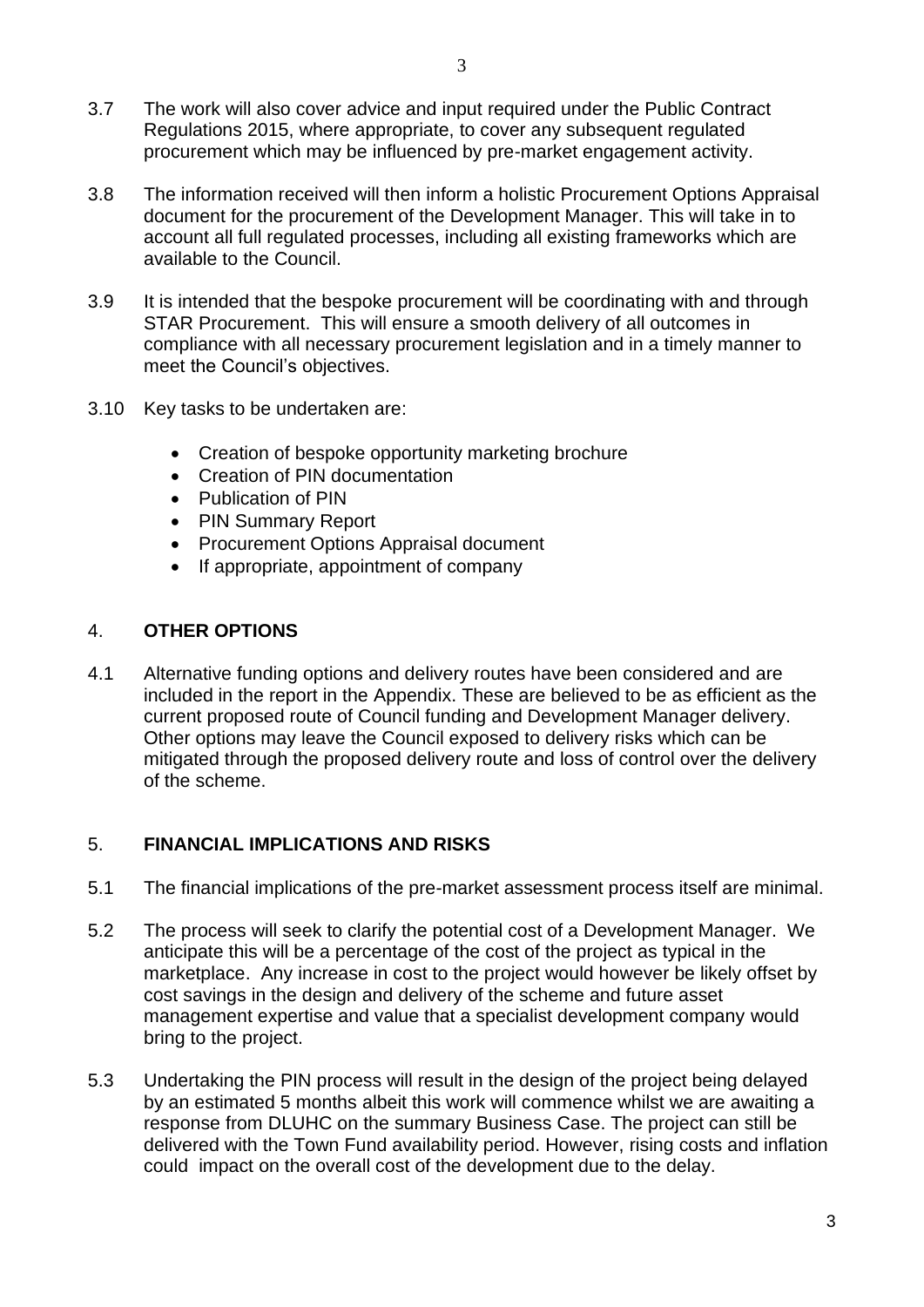3.7 The work will also cover advice and input required under the Public Contract Regulations 2015, where appropriate, to cover any subsequent regulated procurement which may be influenced by pre-market engagement activity.

3.8 The information received will then inform a holistic Procurement Options Appraisal document for the procurement of the Development Manager. This will take in to account all full regulated processes, including all existing frameworks which are available to the Council.

3.9 It is intended that the bespoke procurement will be coordinating with and through STAR Procurement. This will ensure a smooth delivery of all outcomes in compliance with all necessary procurement legislation and in a timely manner to meet the Council's objectives.

3.10 Key tasks to be undertaken are:

- Creation of bespoke opportunity marketing brochure
- Creation of PIN documentation
- Publication of PIN
- PIN Summary Report
- Procurement Options Appraisal document
- If appropriate, appointment of company

## 4. OTHER OPTIONS

4.1 Alternative funding options and delivery routes have been considered and are included in the report in the Appendix. These are believed to be as efficient as the current proposed route of Council funding and Development Manager delivery. Other options may leave the Council exposed to delivery risks which can be mitigated through the proposed delivery route and loss of control over the delivery of the scheme.

## 5. FINANCIAL IMPLICATIONS AND RISKS

5.1 The financial implications of the pre-market assessment process itself are minimal.

5.2 The process will seek to clarify the potential cost of a Development Manager. We anticipate this will be a percentage of the cost of the project as typical in the marketplace. Any increase in cost to the project would however be likely offset by cost savings in the design and delivery of the scheme and future asset management expertise and value that a specialist development company would bring to the project.

5.3 Undertaking the PIN process will result in the design of the project being delayed by an estimated 5 months albeit this work will commence whilst we are awaiting a response from DLUHC on the summary Business Case. The project can still be delivered with the Town Fund availability period. However, rising costs and inflation could impact on the overall cost of the development due to the delay.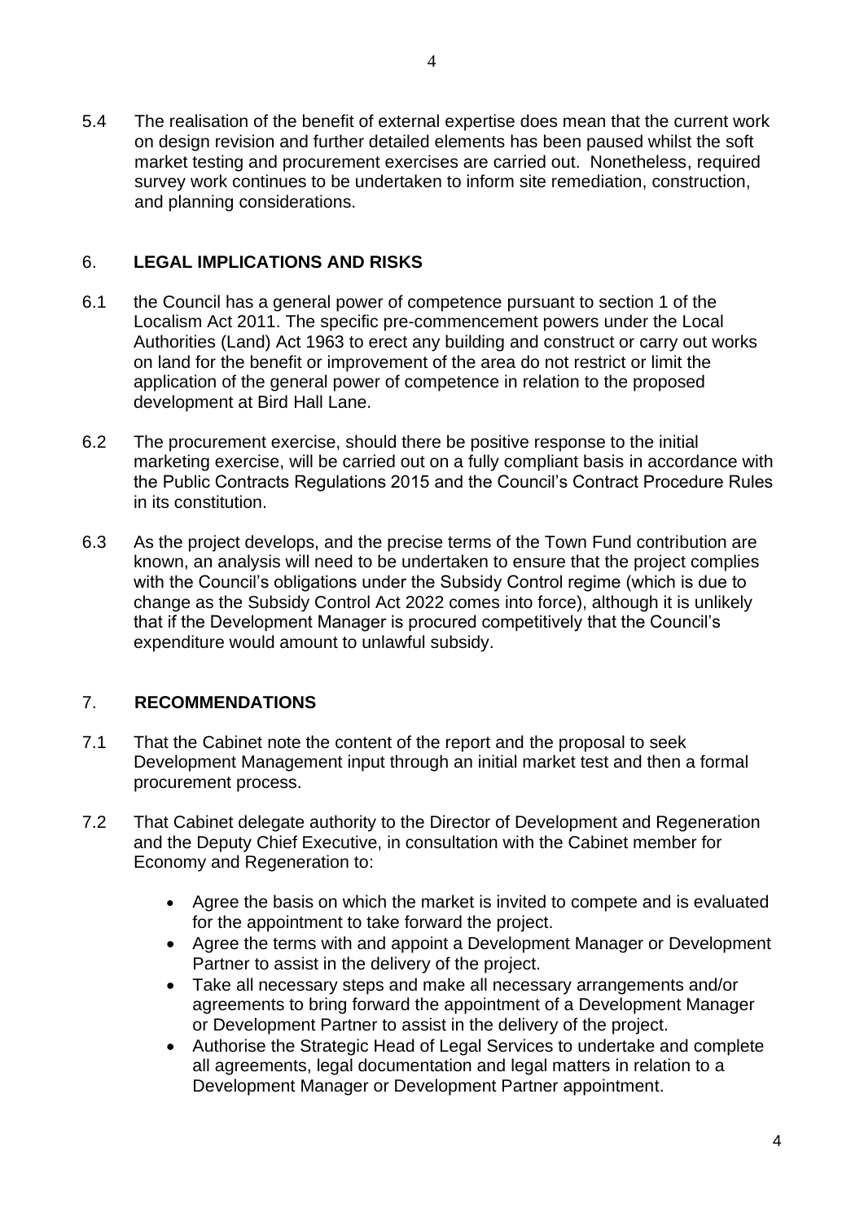5.4 The realisation of the benefit of external expertise does mean that the current work on design revision and further detailed elements has been paused whilst the soft market testing and procurement exercises are carried out. Nonetheless, required survey work continues to be undertaken to inform site remediation, construction, and planning considerations.

## 6. LEGAL IMPLICATIONS AND RISKS

6.1 the Council has a general power of competence pursuant to section 1 of the Localism Act 2011. The specific pre-commencement powers under the Local Authorities (Land) Act 1963 to erect any building and construct or carry out works on land for the benefit or improvement of the area do not restrict or limit the application of the general power of competence in relation to the proposed development at Bird Hall Lane.

6.2 The procurement exercise, should there be positive response to the initial marketing exercise, will be carried out on a fully compliant basis in accordance with the Public Contracts Regulations 2015 and the Council's Contract Procedure Rules in its constitution.

6.3 As the project develops, and the precise terms of the Town Fund contribution are known, an analysis will need to be undertaken to ensure that the project complies with the Council's obligations under the Subsidy Control regime (which is due to change as the Subsidy Control Act 2022 comes into force), although it is unlikely that if the Development Manager is procured competitively that the Council's expenditure would amount to unlawful subsidy.

## 7. RECOMMENDATIONS

7.1 That the Cabinet note the content of the report and the proposal to seek Development Management input through an initial market test and then a formal procurement process.

7.2 That Cabinet delegate authority to the Director of Development and Regeneration and the Deputy Chief Executive, in consultation with the Cabinet member for Economy and Regeneration to:

- Agree the basis on which the market is invited to compete and is evaluated for the appointment to take forward the project.
- Agree the terms with and appoint a Development Manager or Development Partner to assist in the delivery of the project.
- Take all necessary steps and make all necessary arrangements and/or agreements to bring forward the appointment of a Development Manager or Development Partner to assist in the delivery of the project.
- Authorise the Strategic Head of Legal Services to undertake and complete all agreements, legal documentation and legal matters in relation to a Development Manager or Development Partner appointment.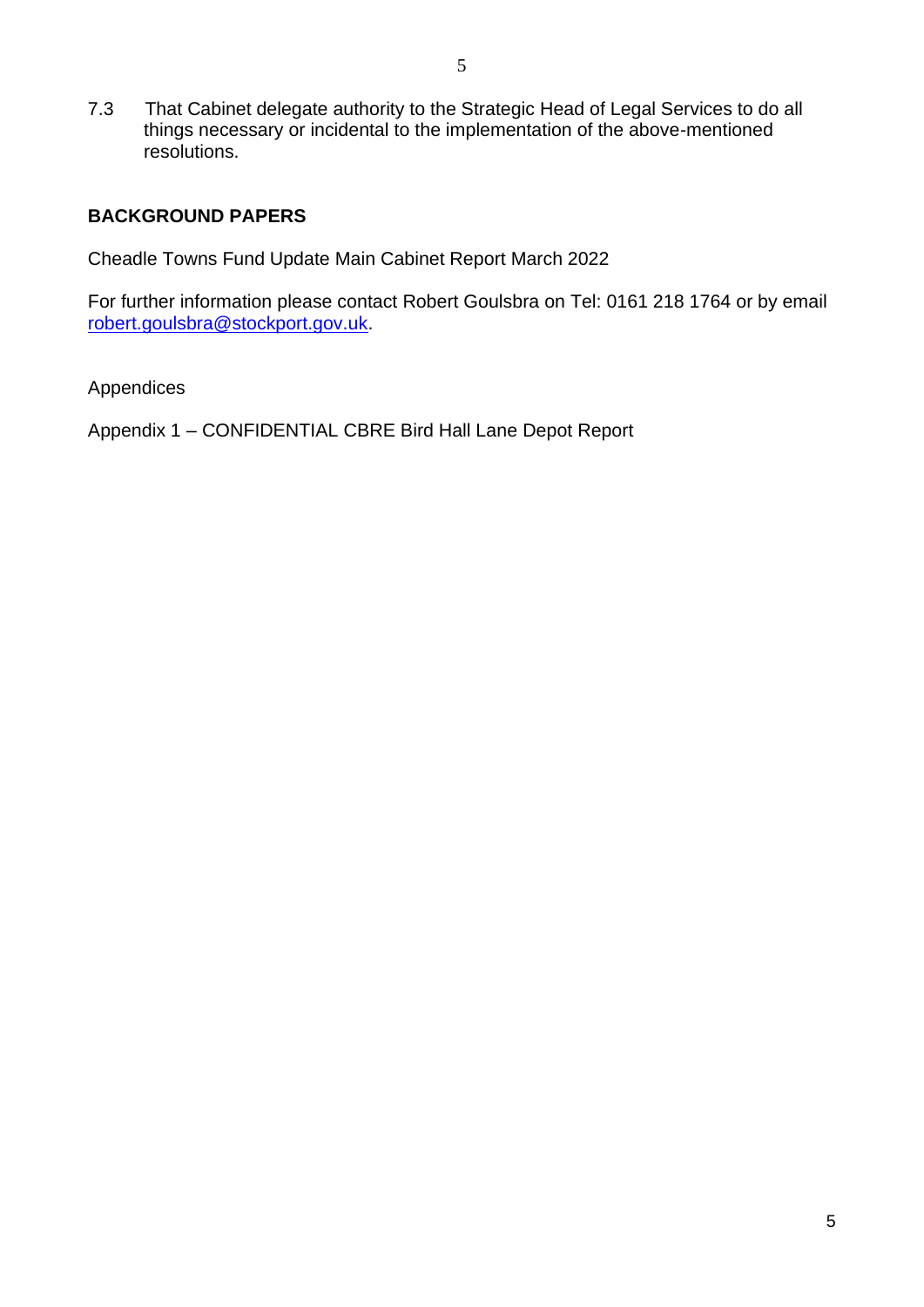7.3 That Cabinet delegate authority to the Strategic Head of Legal Services to do all things necessary or incidental to the implementation of the above-mentioned resolutions.

**BACKGROUND PAPERS**

Cheadle Towns Fund Update Main Cabinet Report March 2022

For further information please contact Robert Goulsbra on Tel: 0161 218 1764 or by email robert.goulsbra@stockport.gov.uk.

Appendices

Appendix 1 – CONFIDENTIAL CBRE Bird Hall Lane Depot Report